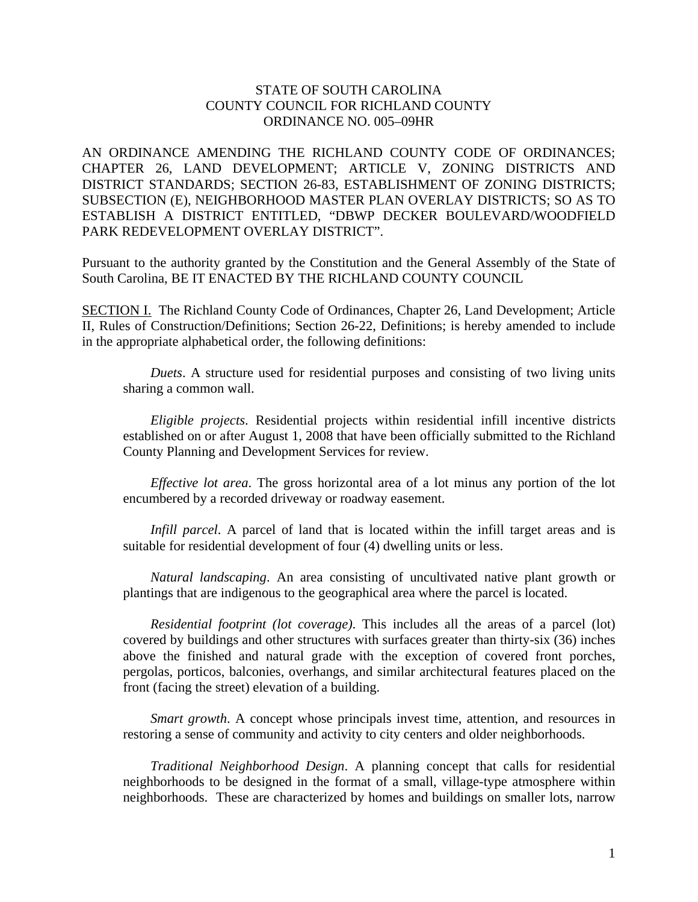STATE OF SOUTH CAROLINA
COUNTY COUNCIL FOR RICHLAND COUNTY
ORDINANCE NO. 005–09HR

AN ORDINANCE AMENDING THE RICHLAND COUNTY CODE OF ORDINANCES; CHAPTER 26, LAND DEVELOPMENT; ARTICLE V, ZONING DISTRICTS AND DISTRICT STANDARDS; SECTION 26-83, ESTABLISHMENT OF ZONING DISTRICTS; SUBSECTION (E), NEIGHBORHOOD MASTER PLAN OVERLAY DISTRICTS; SO AS TO ESTABLISH A DISTRICT ENTITLED, "DBWP DECKER BOULEVARD/WOODFIELD PARK REDEVELOPMENT OVERLAY DISTRICT".

Pursuant to the authority granted by the Constitution and the General Assembly of the State of South Carolina, BE IT ENACTED BY THE RICHLAND COUNTY COUNCIL

<u>SECTION I.</u> The Richland County Code of Ordinances, Chapter 26, Land Development; Article II, Rules of Construction/Definitions; Section 26-22, Definitions; is hereby amended to include in the appropriate alphabetical order, the following definitions:

*Duets*. A structure used for residential purposes and consisting of two living units sharing a common wall.

*Eligible projects*. Residential projects within residential infill incentive districts established on or after August 1, 2008 that have been officially submitted to the Richland County Planning and Development Services for review.

*Effective lot area*. The gross horizontal area of a lot minus any portion of the lot encumbered by a recorded driveway or roadway easement.

*Infill parcel*. A parcel of land that is located within the infill target areas and is suitable for residential development of four (4) dwelling units or less.

*Natural landscaping*. An area consisting of uncultivated native plant growth or plantings that are indigenous to the geographical area where the parcel is located.

*Residential footprint (lot coverage)*. This includes all the areas of a parcel (lot) covered by buildings and other structures with surfaces greater than thirty-six (36) inches above the finished and natural grade with the exception of covered front porches, pergolas, porticos, balconies, overhangs, and similar architectural features placed on the front (facing the street) elevation of a building.

*Smart growth*. A concept whose principals invest time, attention, and resources in restoring a sense of community and activity to city centers and older neighborhoods.

*Traditional Neighborhood Design*. A planning concept that calls for residential neighborhoods to be designed in the format of a small, village-type atmosphere within neighborhoods. These are characterized by homes and buildings on smaller lots, narrow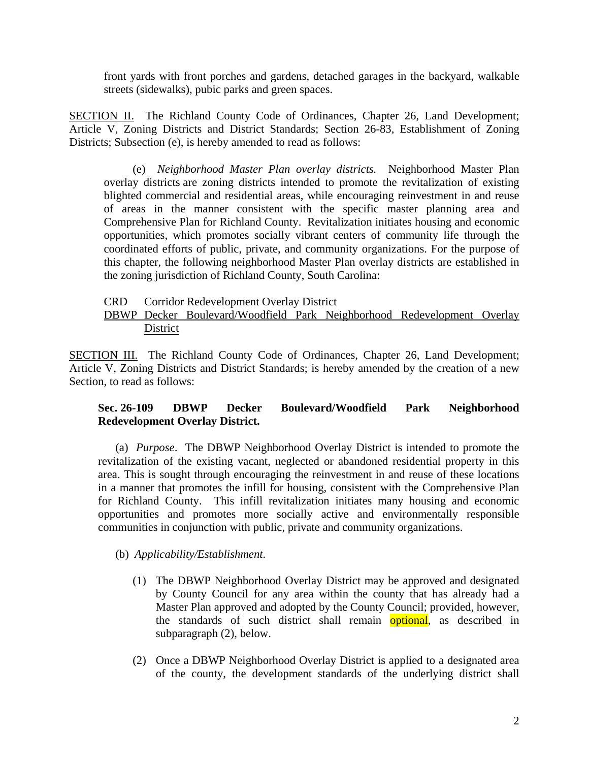front yards with front porches and gardens, detached garages in the backyard, walkable streets (sidewalks), pubic parks and green spaces.

SECTION II. The Richland County Code of Ordinances, Chapter 26, Land Development; Article V, Zoning Districts and District Standards; Section 26-83, Establishment of Zoning Districts; Subsection (e), is hereby amended to read as follows:

(e) *Neighborhood Master Plan overlay districts.* Neighborhood Master Plan overlay districts are zoning districts intended to promote the revitalization of existing blighted commercial and residential areas, while encouraging reinvestment in and reuse of areas in the manner consistent with the specific master planning area and Comprehensive Plan for Richland County. Revitalization initiates housing and economic opportunities, which promotes socially vibrant centers of community life through the coordinated efforts of public, private, and community organizations. For the purpose of this chapter, the following neighborhood Master Plan overlay districts are established in the zoning jurisdiction of Richland County, South Carolina:

CRD Corridor Redevelopment Overlay District
DBWP Decker Boulevard/Woodfield Park Neighborhood Redevelopment Overlay District

SECTION III. The Richland County Code of Ordinances, Chapter 26, Land Development; Article V, Zoning Districts and District Standards; is hereby amended by the creation of a new Section, to read as follows:

**Sec. 26-109 DBWP Decker Boulevard/Woodfield Park Neighborhood Redevelopment Overlay District.**

(a) *Purpose*. The DBWP Neighborhood Overlay District is intended to promote the revitalization of the existing vacant, neglected or abandoned residential property in this area. This is sought through encouraging the reinvestment in and reuse of these locations in a manner that promotes the infill for housing, consistent with the Comprehensive Plan for Richland County. This infill revitalization initiates many housing and economic opportunities and promotes more socially active and environmentally responsible communities in conjunction with public, private and community organizations.

(b) *Applicability/Establishment*.

(1) The DBWP Neighborhood Overlay District may be approved and designated by County Council for any area within the county that has already had a Master Plan approved and adopted by the County Council; provided, however, the standards of such district shall remain optional, as described in subparagraph (2), below.

(2) Once a DBWP Neighborhood Overlay District is applied to a designated area of the county, the development standards of the underlying district shall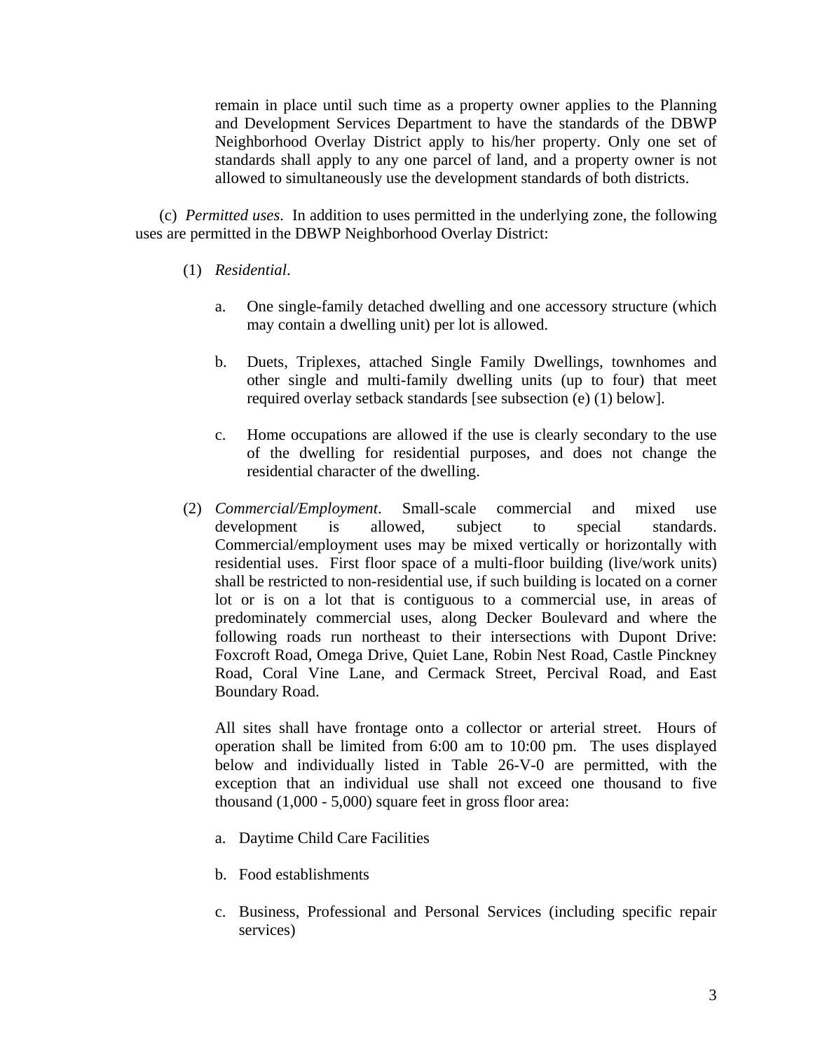remain in place until such time as a property owner applies to the Planning and Development Services Department to have the standards of the DBWP Neighborhood Overlay District apply to his/her property. Only one set of standards shall apply to any one parcel of land, and a property owner is not allowed to simultaneously use the development standards of both districts.

(c) *Permitted uses*. In addition to uses permitted in the underlying zone, the following uses are permitted in the DBWP Neighborhood Overlay District:

(1) *Residential*.

a. One single-family detached dwelling and one accessory structure (which may contain a dwelling unit) per lot is allowed.

b. Duets, Triplexes, attached Single Family Dwellings, townhomes and other single and multi-family dwelling units (up to four) that meet required overlay setback standards [see subsection (e) (1) below].

c. Home occupations are allowed if the use is clearly secondary to the use of the dwelling for residential purposes, and does not change the residential character of the dwelling.

(2) *Commercial/Employment*. Small-scale commercial and mixed use development is allowed, subject to special standards. Commercial/employment uses may be mixed vertically or horizontally with residential uses. First floor space of a multi-floor building (live/work units) shall be restricted to non-residential use, if such building is located on a corner lot or is on a lot that is contiguous to a commercial use, in areas of predominately commercial uses, along Decker Boulevard and where the following roads run northeast to their intersections with Dupont Drive: Foxcroft Road, Omega Drive, Quiet Lane, Robin Nest Road, Castle Pinckney Road, Coral Vine Lane, and Cermack Street, Percival Road, and East Boundary Road.

All sites shall have frontage onto a collector or arterial street. Hours of operation shall be limited from 6:00 am to 10:00 pm. The uses displayed below and individually listed in Table 26-V-0 are permitted, with the exception that an individual use shall not exceed one thousand to five thousand (1,000 - 5,000) square feet in gross floor area:

a. Daytime Child Care Facilities

b. Food establishments

c. Business, Professional and Personal Services (including specific repair services)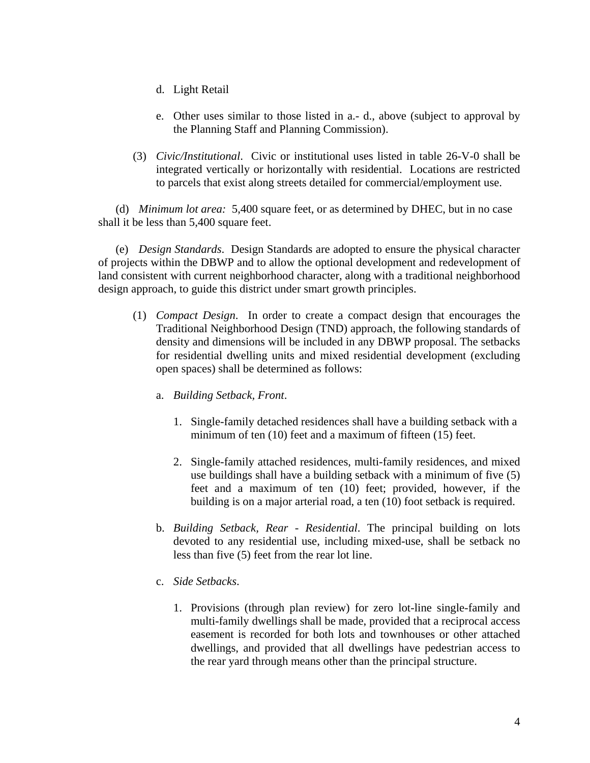d. Light Retail

e. Other uses similar to those listed in a.- d., above (subject to approval by the Planning Staff and Planning Commission).

(3) *Civic/Institutional*. Civic or institutional uses listed in table 26-V-0 shall be integrated vertically or horizontally with residential. Locations are restricted to parcels that exist along streets detailed for commercial/employment use.

(d) *Minimum lot area:* 5,400 square feet, or as determined by DHEC, but in no case shall it be less than 5,400 square feet.

(e) *Design Standards*. Design Standards are adopted to ensure the physical character of projects within the DBWP and to allow the optional development and redevelopment of land consistent with current neighborhood character, along with a traditional neighborhood design approach, to guide this district under smart growth principles.

(1) *Compact Design*. In order to create a compact design that encourages the Traditional Neighborhood Design (TND) approach, the following standards of density and dimensions will be included in any DBWP proposal. The setbacks for residential dwelling units and mixed residential development (excluding open spaces) shall be determined as follows:

a. *Building Setback, Front*.

1. Single-family detached residences shall have a building setback with a minimum of ten (10) feet and a maximum of fifteen (15) feet.

2. Single-family attached residences, multi-family residences, and mixed use buildings shall have a building setback with a minimum of five (5) feet and a maximum of ten (10) feet; provided, however, if the building is on a major arterial road, a ten (10) foot setback is required.

b. *Building Setback, Rear - Residential*. The principal building on lots devoted to any residential use, including mixed-use, shall be setback no less than five (5) feet from the rear lot line.

c. *Side Setbacks*.

1. Provisions (through plan review) for zero lot-line single-family and multi-family dwellings shall be made, provided that a reciprocal access easement is recorded for both lots and townhouses or other attached dwellings, and provided that all dwellings have pedestrian access to the rear yard through means other than the principal structure.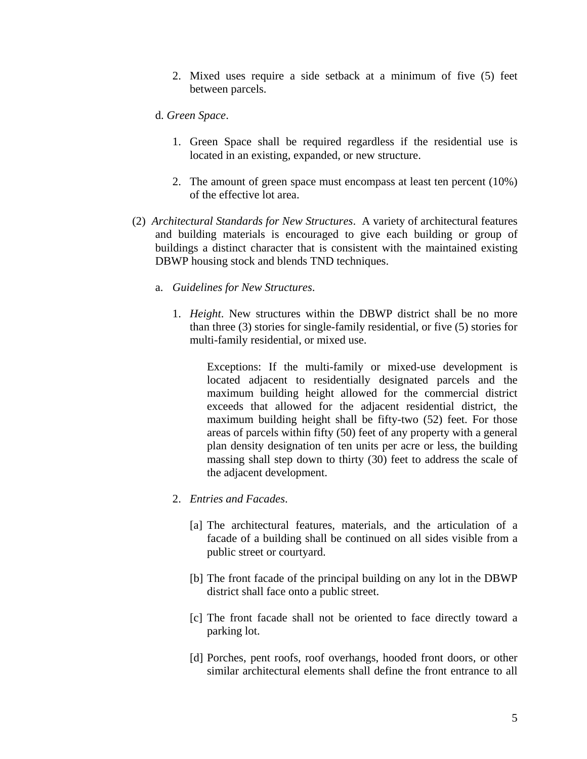2. Mixed uses require a side setback at a minimum of five (5) feet between parcels.

d. *Green Space*.

1. Green Space shall be required regardless if the residential use is located in an existing, expanded, or new structure.

2. The amount of green space must encompass at least ten percent (10%) of the effective lot area.

(2) *Architectural Standards for New Structures*. A variety of architectural features and building materials is encouraged to give each building or group of buildings a distinct character that is consistent with the maintained existing DBWP housing stock and blends TND techniques.

a. *Guidelines for New Structures*.

1. *Height*. New structures within the DBWP district shall be no more than three (3) stories for single-family residential, or five (5) stories for multi-family residential, or mixed use.

   Exceptions: If the multi-family or mixed-use development is located adjacent to residentially designated parcels and the maximum building height allowed for the commercial district exceeds that allowed for the adjacent residential district, the maximum building height shall be fifty-two (52) feet. For those areas of parcels within fifty (50) feet of any property with a general plan density designation of ten units per acre or less, the building massing shall step down to thirty (30) feet to address the scale of the adjacent development.

2. *Entries and Facades*.

   [a] The architectural features, materials, and the articulation of a facade of a building shall be continued on all sides visible from a public street or courtyard.

   [b] The front facade of the principal building on any lot in the DBWP district shall face onto a public street.

   [c] The front facade shall not be oriented to face directly toward a parking lot.

   [d] Porches, pent roofs, roof overhangs, hooded front doors, or other similar architectural elements shall define the front entrance to all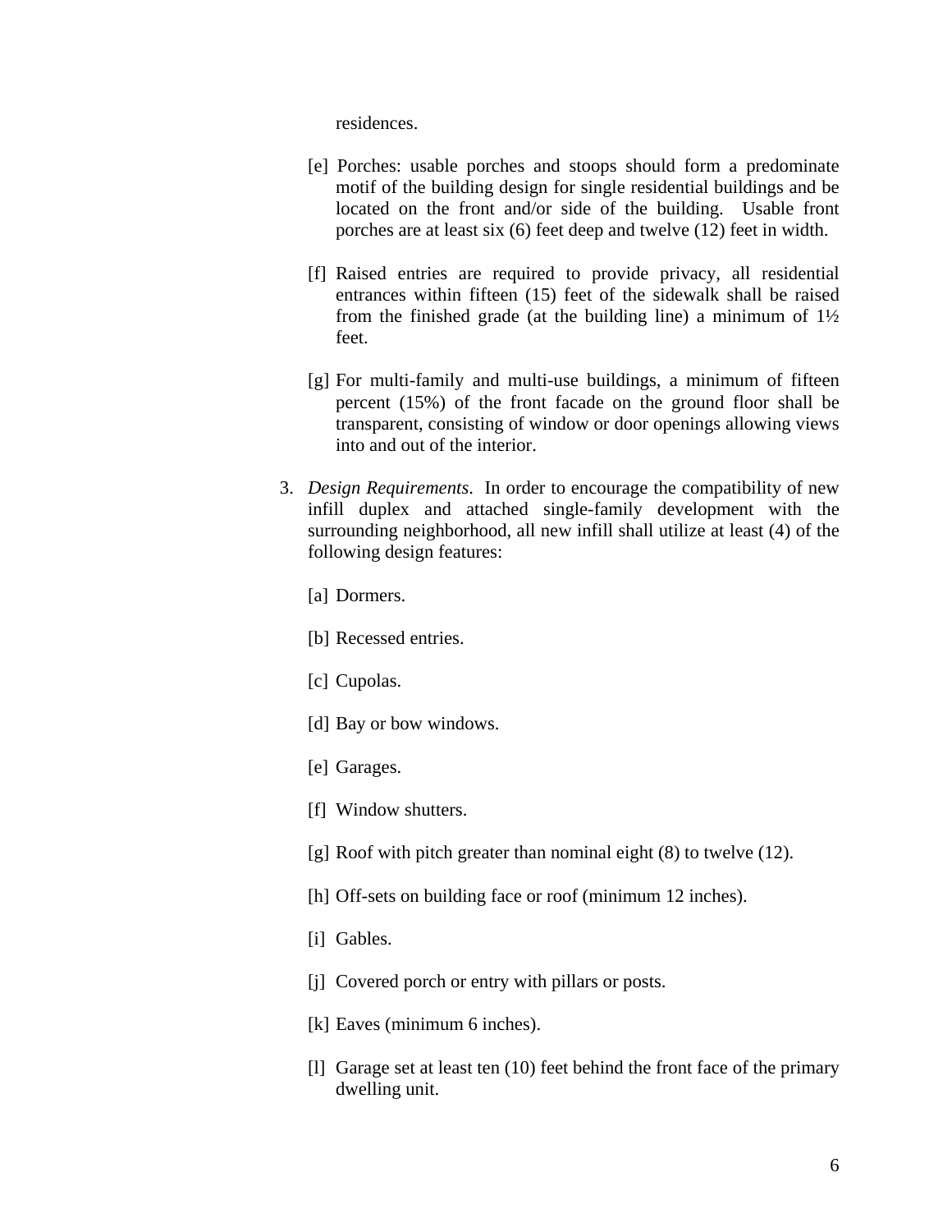residences.

[e] Porches: usable porches and stoops should form a predominate motif of the building design for single residential buildings and be located on the front and/or side of the building. Usable front porches are at least six (6) feet deep and twelve (12) feet in width.

[f] Raised entries are required to provide privacy, all residential entrances within fifteen (15) feet of the sidewalk shall be raised from the finished grade (at the building line) a minimum of 1½ feet.

[g] For multi-family and multi-use buildings, a minimum of fifteen percent (15%) of the front facade on the ground floor shall be transparent, consisting of window or door openings allowing views into and out of the interior.

3. *Design Requirements*. In order to encourage the compatibility of new infill duplex and attached single-family development with the surrounding neighborhood, all new infill shall utilize at least (4) of the following design features:

[a] Dormers.

[b] Recessed entries.

[c] Cupolas.

[d] Bay or bow windows.

[e] Garages.

[f] Window shutters.

[g] Roof with pitch greater than nominal eight (8) to twelve (12).

[h] Off-sets on building face or roof (minimum 12 inches).

[i] Gables.

[j] Covered porch or entry with pillars or posts.

[k] Eaves (minimum 6 inches).

[l] Garage set at least ten (10) feet behind the front face of the primary dwelling unit.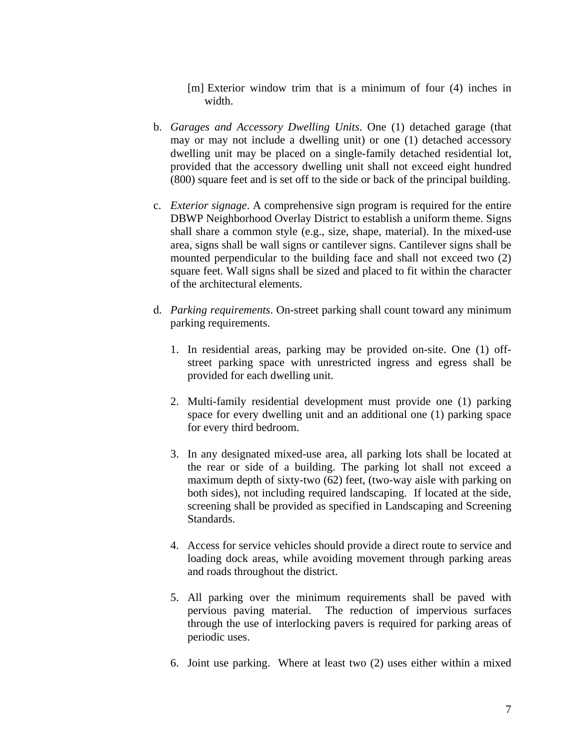[m] Exterior window trim that is a minimum of four (4) inches in width.

b. *Garages and Accessory Dwelling Units*. One (1) detached garage (that may or may not include a dwelling unit) or one (1) detached accessory dwelling unit may be placed on a single-family detached residential lot, provided that the accessory dwelling unit shall not exceed eight hundred (800) square feet and is set off to the side or back of the principal building.

c. *Exterior signage*. A comprehensive sign program is required for the entire DBWP Neighborhood Overlay District to establish a uniform theme. Signs shall share a common style (e.g., size, shape, material). In the mixed-use area, signs shall be wall signs or cantilever signs. Cantilever signs shall be mounted perpendicular to the building face and shall not exceed two (2) square feet. Wall signs shall be sized and placed to fit within the character of the architectural elements.

d. *Parking requirements*. On-street parking shall count toward any minimum parking requirements.

1. In residential areas, parking may be provided on-site. One (1) off-street parking space with unrestricted ingress and egress shall be provided for each dwelling unit.

2. Multi-family residential development must provide one (1) parking space for every dwelling unit and an additional one (1) parking space for every third bedroom.

3. In any designated mixed-use area, all parking lots shall be located at the rear or side of a building. The parking lot shall not exceed a maximum depth of sixty-two (62) feet, (two-way aisle with parking on both sides), not including required landscaping. If located at the side, screening shall be provided as specified in Landscaping and Screening Standards.

4. Access for service vehicles should provide a direct route to service and loading dock areas, while avoiding movement through parking areas and roads throughout the district.

5. All parking over the minimum requirements shall be paved with pervious paving material. The reduction of impervious surfaces through the use of interlocking pavers is required for parking areas of periodic uses.

6. Joint use parking. Where at least two (2) uses either within a mixed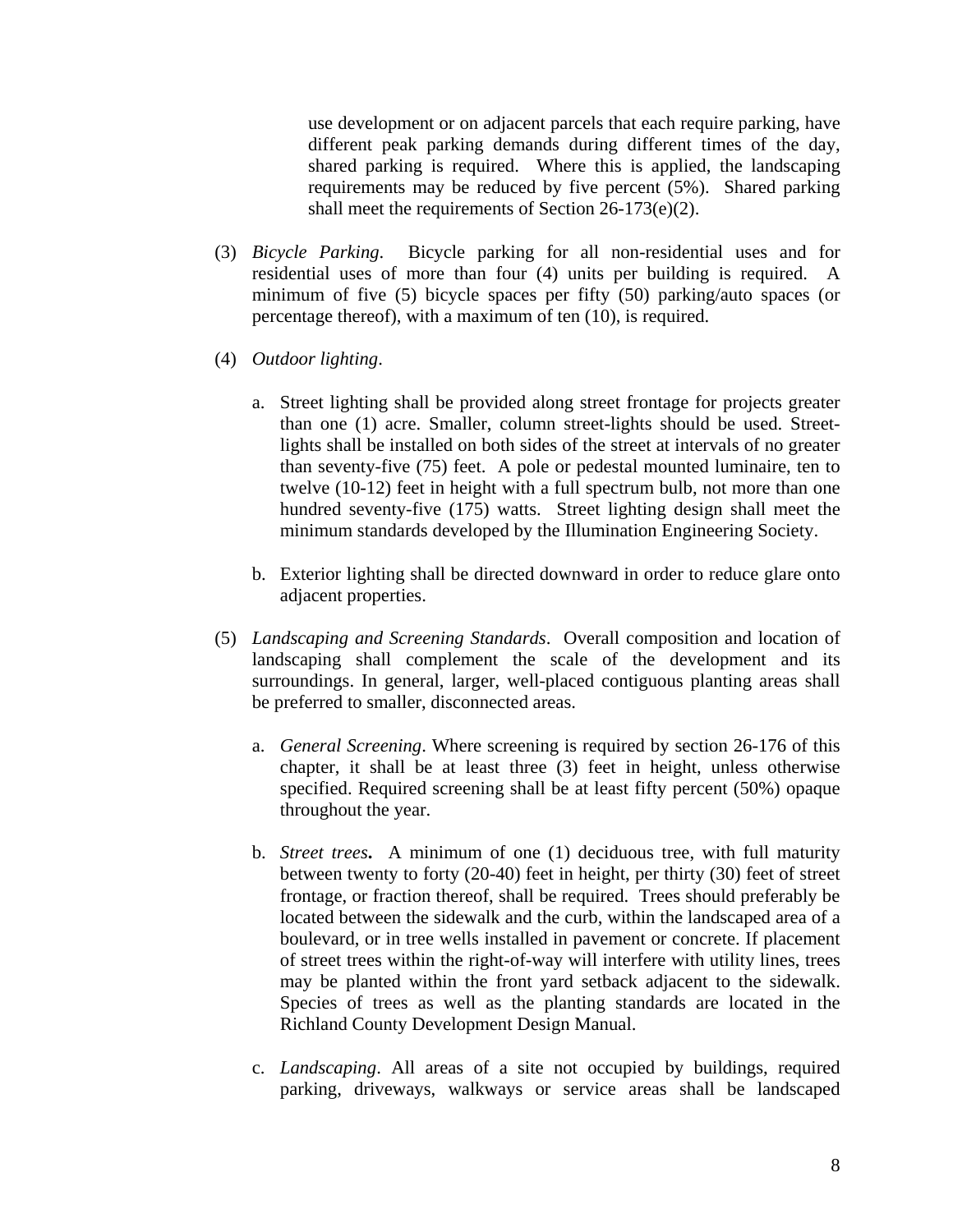use development or on adjacent parcels that each require parking, have different peak parking demands during different times of the day, shared parking is required. Where this is applied, the landscaping requirements may be reduced by five percent (5%). Shared parking shall meet the requirements of Section 26-173(e)(2).

(3) *Bicycle Parking*. Bicycle parking for all non-residential uses and for residential uses of more than four (4) units per building is required. A minimum of five (5) bicycle spaces per fifty (50) parking/auto spaces (or percentage thereof), with a maximum of ten (10), is required.

(4) *Outdoor lighting*.

a. Street lighting shall be provided along street frontage for projects greater than one (1) acre. Smaller, column street-lights should be used. Street-lights shall be installed on both sides of the street at intervals of no greater than seventy-five (75) feet. A pole or pedestal mounted luminaire, ten to twelve (10-12) feet in height with a full spectrum bulb, not more than one hundred seventy-five (175) watts. Street lighting design shall meet the minimum standards developed by the Illumination Engineering Society.

b. Exterior lighting shall be directed downward in order to reduce glare onto adjacent properties.

(5) *Landscaping and Screening Standards*. Overall composition and location of landscaping shall complement the scale of the development and its surroundings. In general, larger, well-placed contiguous planting areas shall be preferred to smaller, disconnected areas.

a. *General Screening*. Where screening is required by section 26-176 of this chapter, it shall be at least three (3) feet in height, unless otherwise specified. Required screening shall be at least fifty percent (50%) opaque throughout the year.

b. *Street trees***.** A minimum of one (1) deciduous tree, with full maturity between twenty to forty (20-40) feet in height, per thirty (30) feet of street frontage, or fraction thereof, shall be required. Trees should preferably be located between the sidewalk and the curb, within the landscaped area of a boulevard, or in tree wells installed in pavement or concrete. If placement of street trees within the right-of-way will interfere with utility lines, trees may be planted within the front yard setback adjacent to the sidewalk. Species of trees as well as the planting standards are located in the Richland County Development Design Manual.

c. *Landscaping*. All areas of a site not occupied by buildings, required parking, driveways, walkways or service areas shall be landscaped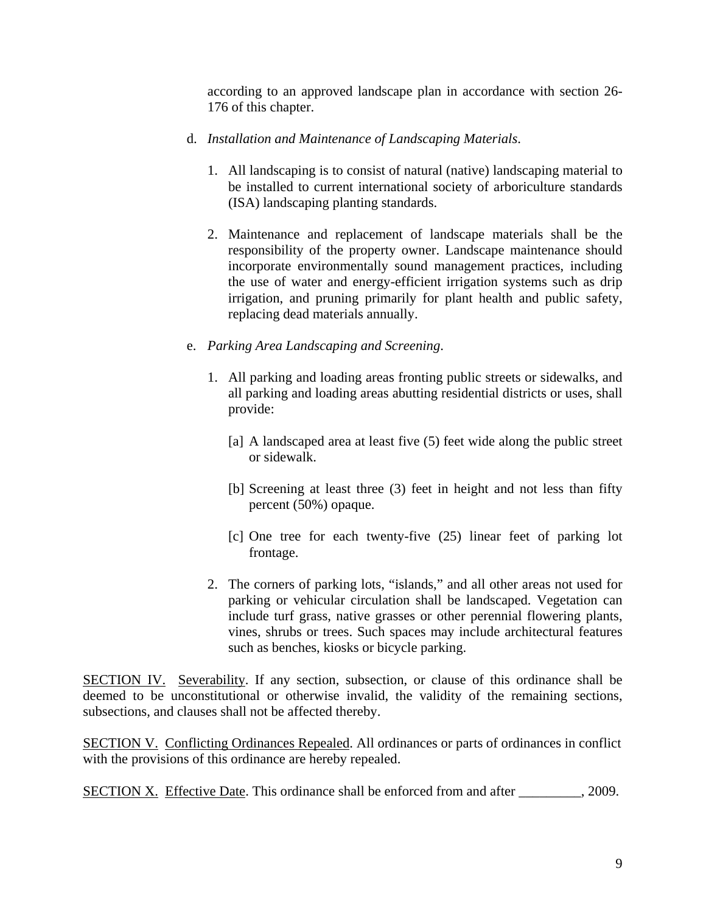according to an approved landscape plan in accordance with section 26-176 of this chapter.

d. *Installation and Maintenance of Landscaping Materials*.

   1. All landscaping is to consist of natural (native) landscaping material to be installed to current international society of arboriculture standards (ISA) landscaping planting standards.

   2. Maintenance and replacement of landscape materials shall be the responsibility of the property owner. Landscape maintenance should incorporate environmentally sound management practices, including the use of water and energy-efficient irrigation systems such as drip irrigation, and pruning primarily for plant health and public safety, replacing dead materials annually.

e. *Parking Area Landscaping and Screening*.

   1. All parking and loading areas fronting public streets or sidewalks, and all parking and loading areas abutting residential districts or uses, shall provide:

      [a] A landscaped area at least five (5) feet wide along the public street or sidewalk.

      [b] Screening at least three (3) feet in height and not less than fifty percent (50%) opaque.

      [c] One tree for each twenty-five (25) linear feet of parking lot frontage.

   2. The corners of parking lots, "islands," and all other areas not used for parking or vehicular circulation shall be landscaped. Vegetation can include turf grass, native grasses or other perennial flowering plants, vines, shrubs or trees. Such spaces may include architectural features such as benches, kiosks or bicycle parking.

<u>SECTION IV.</u> <u>Severability</u>. If any section, subsection, or clause of this ordinance shall be deemed to be unconstitutional or otherwise invalid, the validity of the remaining sections, subsections, and clauses shall not be affected thereby.

<u>SECTION V.</u> <u>Conflicting Ordinances Repealed</u>. All ordinances or parts of ordinances in conflict with the provisions of this ordinance are hereby repealed.

<u>SECTION X.</u> <u>Effective Date</u>. This ordinance shall be enforced from and after _________, 2009.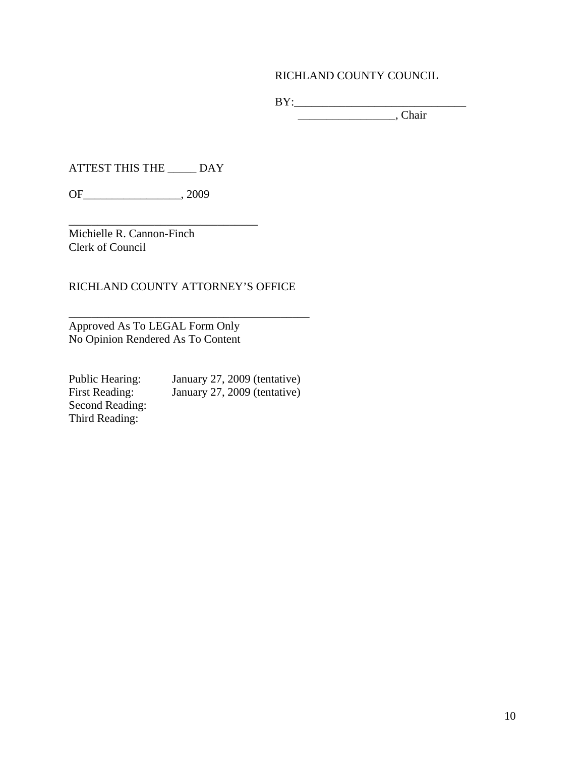RICHLAND COUNTY COUNCIL

BY:______________________________
_________________, Chair

ATTEST THIS THE _____ DAY

OF_________________, 2009

_________________________________
Michielle R. Cannon-Finch
Clerk of Council

RICHLAND COUNTY ATTORNEY'S OFFICE

__________________________________________
Approved As To LEGAL Form Only
No Opinion Rendered As To Content

Public Hearing: January 27, 2009 (tentative)
First Reading: January 27, 2009 (tentative)
Second Reading:
Third Reading: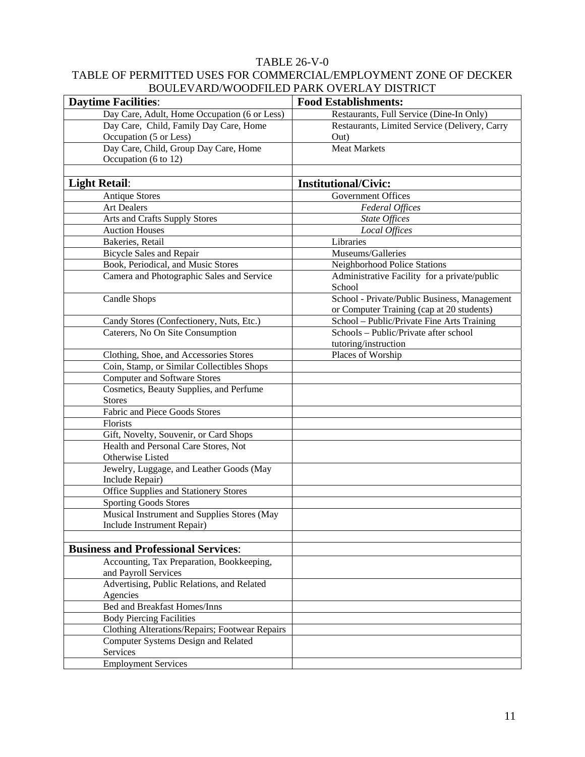TABLE 26-V-0
TABLE OF PERMITTED USES FOR COMMERCIAL/EMPLOYMENT ZONE OF DECKER BOULEVARD/WOODFILED PARK OVERLAY DISTRICT

| **Daytime Facilities**: | **Food Establishments:** |
|---|---|
| Day Care, Adult, Home Occupation (6 or Less) | Restaurants, Full Service (Dine-In Only) |
| Day Care, Child, Family Day Care, Home Occupation (5 or Less) | Restaurants, Limited Service (Delivery, Carry Out) |
| Day Care, Child, Group Day Care, Home Occupation (6 to 12) | Meat Markets |
| | |
| **Light Retail**: | **Institutional/Civic:** |
| Antique Stores | Government Offices |
| Art Dealers | *Federal Offices* |
| Arts and Crafts Supply Stores | *State Offices* |
| Auction Houses | *Local Offices* |
| Bakeries, Retail | Libraries |
| Bicycle Sales and Repair | Museums/Galleries |
| Book, Periodical, and Music Stores | Neighborhood Police Stations |
| Camera and Photographic Sales and Service | Administrative Facility for a private/public School |
| Candle Shops | School - Private/Public Business, Management or Computer Training (cap at 20 students) |
| Candy Stores (Confectionery, Nuts, Etc.) | School – Public/Private Fine Arts Training |
| Caterers, No On Site Consumption | Schools – Public/Private after school tutoring/instruction |
| Clothing, Shoe, and Accessories Stores | Places of Worship |
| Coin, Stamp, or Similar Collectibles Shops | |
| Computer and Software Stores | |
| Cosmetics, Beauty Supplies, and Perfume Stores | |
| Fabric and Piece Goods Stores | |
| Florists | |
| Gift, Novelty, Souvenir, or Card Shops | |
| Health and Personal Care Stores, Not Otherwise Listed | |
| Jewelry, Luggage, and Leather Goods (May Include Repair) | |
| Office Supplies and Stationery Stores | |
| Sporting Goods Stores | |
| Musical Instrument and Supplies Stores (May Include Instrument Repair) | |
| | |
| **Business and Professional Services**: | |
| Accounting, Tax Preparation, Bookkeeping, and Payroll Services | |
| Advertising, Public Relations, and Related Agencies | |
| Bed and Breakfast Homes/Inns | |
| Body Piercing Facilities | |
| Clothing Alterations/Repairs; Footwear Repairs | |
| Computer Systems Design and Related Services | |
| Employment Services | |